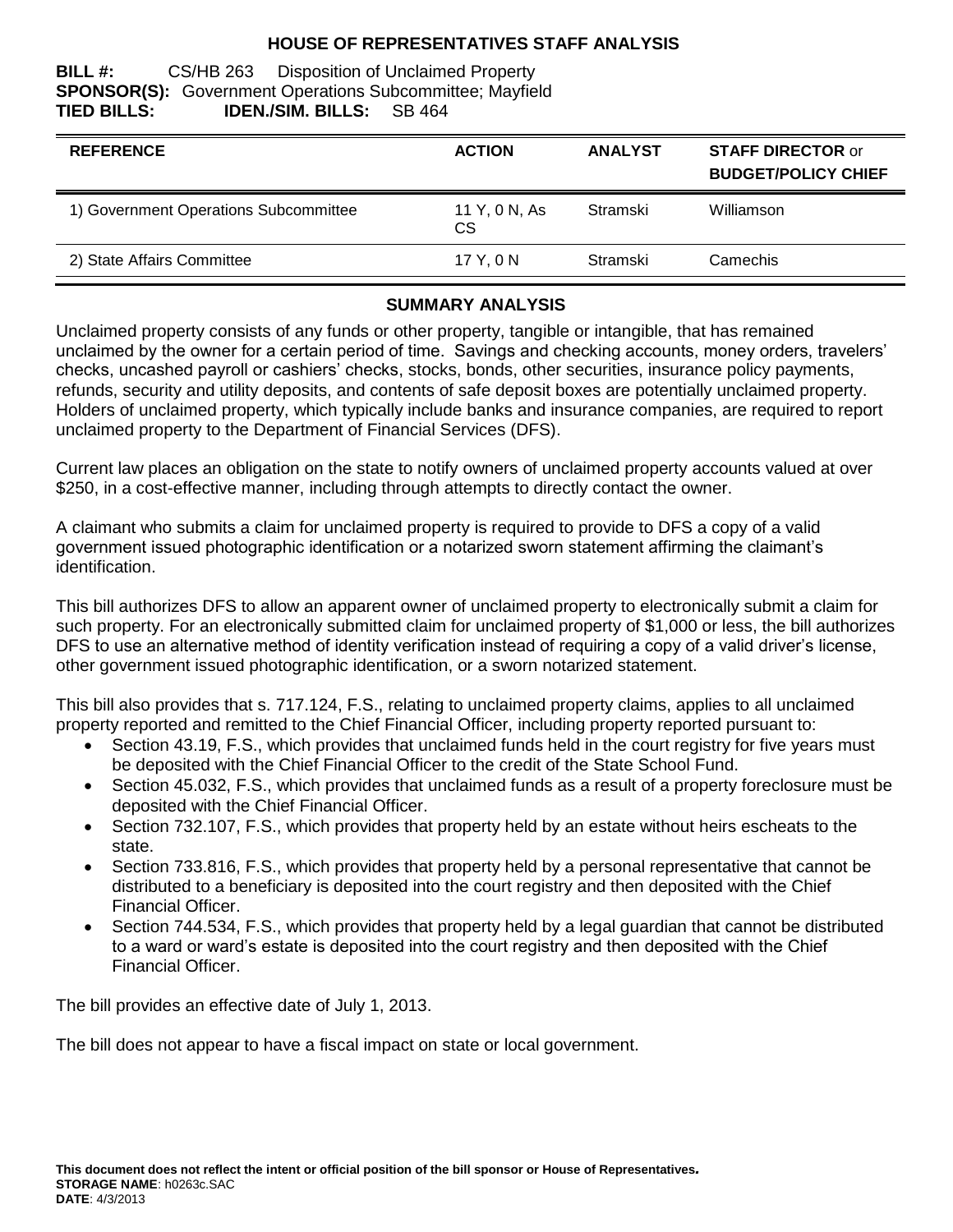# HOUSE OF REPRESENTATIVES STAFF ANALYSIS

**BILL #:** CS/HB 263 Disposition of Unclaimed Property
**SPONSOR(S):** Government Operations Subcommittee; Mayfield
**TIED BILLS:** **IDEN./SIM. BILLS:** SB 464

| REFERENCE | ACTION | ANALYST | STAFF DIRECTOR or BUDGET/POLICY CHIEF |
|---|---|---|---|
| 1) Government Operations Subcommittee | 11 Y, 0 N, As CS | Stramski | Williamson |
| 2) State Affairs Committee | 17 Y, 0 N | Stramski | Camechis |

## SUMMARY ANALYSIS

Unclaimed property consists of any funds or other property, tangible or intangible, that has remained unclaimed by the owner for a certain period of time. Savings and checking accounts, money orders, travelers' checks, uncashed payroll or cashiers' checks, stocks, bonds, other securities, insurance policy payments, refunds, security and utility deposits, and contents of safe deposit boxes are potentially unclaimed property. Holders of unclaimed property, which typically include banks and insurance companies, are required to report unclaimed property to the Department of Financial Services (DFS).

Current law places an obligation on the state to notify owners of unclaimed property accounts valued at over $250, in a cost-effective manner, including through attempts to directly contact the owner.

A claimant who submits a claim for unclaimed property is required to provide to DFS a copy of a valid government issued photographic identification or a notarized sworn statement affirming the claimant's identification.

This bill authorizes DFS to allow an apparent owner of unclaimed property to electronically submit a claim for such property. For an electronically submitted claim for unclaimed property of $1,000 or less, the bill authorizes DFS to use an alternative method of identity verification instead of requiring a copy of a valid driver's license, other government issued photographic identification, or a sworn notarized statement.

This bill also provides that s. 717.124, F.S., relating to unclaimed property claims, applies to all unclaimed property reported and remitted to the Chief Financial Officer, including property reported pursuant to:

- Section 43.19, F.S., which provides that unclaimed funds held in the court registry for five years must be deposited with the Chief Financial Officer to the credit of the State School Fund.
- Section 45.032, F.S., which provides that unclaimed funds as a result of a property foreclosure must be deposited with the Chief Financial Officer.
- Section 732.107, F.S., which provides that property held by an estate without heirs escheats to the state.
- Section 733.816, F.S., which provides that property held by a personal representative that cannot be distributed to a beneficiary is deposited into the court registry and then deposited with the Chief Financial Officer.
- Section 744.534, F.S., which provides that property held by a legal guardian that cannot be distributed to a ward or ward's estate is deposited into the court registry and then deposited with the Chief Financial Officer.

The bill provides an effective date of July 1, 2013.

The bill does not appear to have a fiscal impact on state or local government.

**This document does not reflect the intent or official position of the bill sponsor or House of Representatives.**
**STORAGE NAME**: h0263c.SAC
**DATE**: 4/3/2013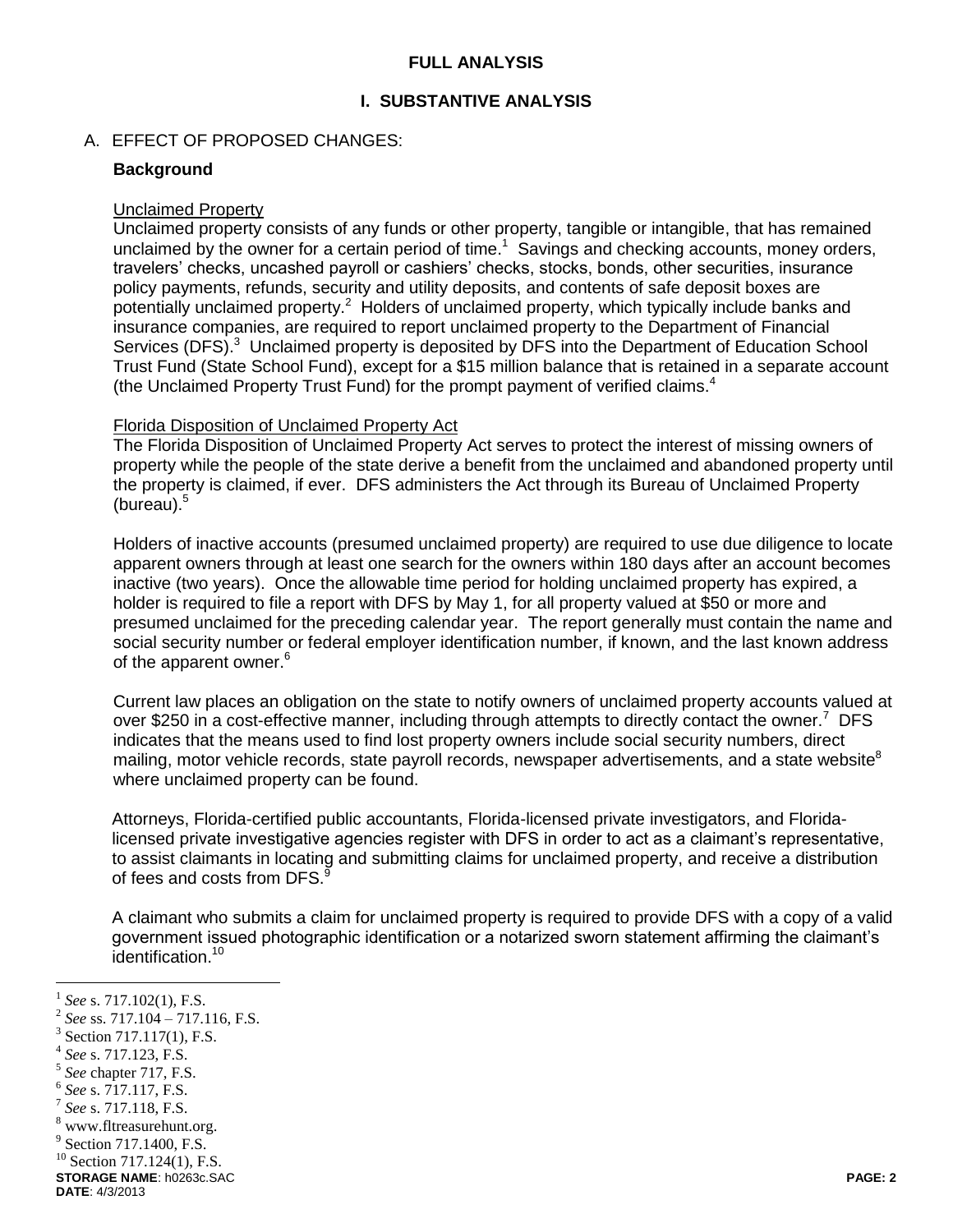## FULL ANALYSIS

## I. SUBSTANTIVE ANALYSIS

### A. EFFECT OF PROPOSED CHANGES:

**Background**

Unclaimed Property

Unclaimed property consists of any funds or other property, tangible or intangible, that has remained unclaimed by the owner for a certain period of time.[1] Savings and checking accounts, money orders, travelers' checks, uncashed payroll or cashiers' checks, stocks, bonds, other securities, insurance policy payments, refunds, security and utility deposits, and contents of safe deposit boxes are potentially unclaimed property.[2] Holders of unclaimed property, which typically include banks and insurance companies, are required to report unclaimed property to the Department of Financial Services (DFS).[3] Unclaimed property is deposited by DFS into the Department of Education School Trust Fund (State School Fund), except for a $15 million balance that is retained in a separate account (the Unclaimed Property Trust Fund) for the prompt payment of verified claims.[4]

Florida Disposition of Unclaimed Property Act

The Florida Disposition of Unclaimed Property Act serves to protect the interest of missing owners of property while the people of the state derive a benefit from the unclaimed and abandoned property until the property is claimed, if ever. DFS administers the Act through its Bureau of Unclaimed Property (bureau).[5]

Holders of inactive accounts (presumed unclaimed property) are required to use due diligence to locate apparent owners through at least one search for the owners within 180 days after an account becomes inactive (two years). Once the allowable time period for holding unclaimed property has expired, a holder is required to file a report with DFS by May 1, for all property valued at $50 or more and presumed unclaimed for the preceding calendar year. The report generally must contain the name and social security number or federal employer identification number, if known, and the last known address of the apparent owner.[6]

Current law places an obligation on the state to notify owners of unclaimed property accounts valued at over $250 in a cost-effective manner, including through attempts to directly contact the owner.[7] DFS indicates that the means used to find lost property owners include social security numbers, direct mailing, motor vehicle records, state payroll records, newspaper advertisements, and a state website[8] where unclaimed property can be found.

Attorneys, Florida-certified public accountants, Florida-licensed private investigators, and Florida-licensed private investigative agencies register with DFS in order to act as a claimant's representative, to assist claimants in locating and submitting claims for unclaimed property, and receive a distribution of fees and costs from DFS.[9]

A claimant who submits a claim for unclaimed property is required to provide DFS with a copy of a valid government issued photographic identification or a notarized sworn statement affirming the claimant's identification.[10]

---

[1] *See* s. 717.102(1), F.S.
[2] *See* ss. 717.104 – 717.116, F.S.
[3] Section 717.117(1), F.S.
[4] *See* s. 717.123, F.S.
[5] *See* chapter 717, F.S.
[6] *See* s. 717.117, F.S.
[7] *See* s. 717.118, F.S.
[8] www.fltreasurehunt.org.
[9] Section 717.1400, F.S.
[10] Section 717.124(1), F.S.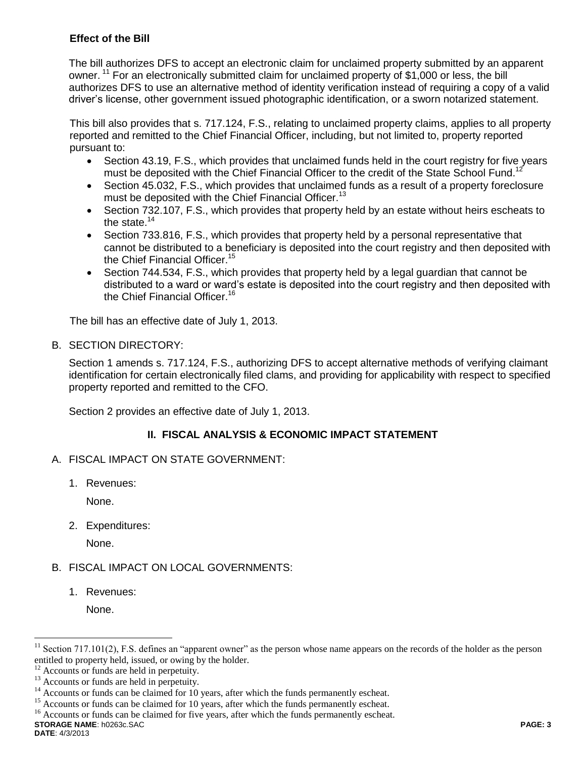### Effect of the Bill

The bill authorizes DFS to accept an electronic claim for unclaimed property submitted by an apparent owner.[11] For an electronically submitted claim for unclaimed property of $1,000 or less, the bill authorizes DFS to use an alternative method of identity verification instead of requiring a copy of a valid driver's license, other government issued photographic identification, or a sworn notarized statement.

This bill also provides that s. 717.124, F.S., relating to unclaimed property claims, applies to all property reported and remitted to the Chief Financial Officer, including, but not limited to, property reported pursuant to:

- Section 43.19, F.S., which provides that unclaimed funds held in the court registry for five years must be deposited with the Chief Financial Officer to the credit of the State School Fund.[12]
- Section 45.032, F.S., which provides that unclaimed funds as a result of a property foreclosure must be deposited with the Chief Financial Officer.[13]
- Section 732.107, F.S., which provides that property held by an estate without heirs escheats to the state.[14]
- Section 733.816, F.S., which provides that property held by a personal representative that cannot be distributed to a beneficiary is deposited into the court registry and then deposited with the Chief Financial Officer.[15]
- Section 744.534, F.S., which provides that property held by a legal guardian that cannot be distributed to a ward or ward's estate is deposited into the court registry and then deposited with the Chief Financial Officer.[16]

The bill has an effective date of July 1, 2013.

B. SECTION DIRECTORY:

Section 1 amends s. 717.124, F.S., authorizing DFS to accept alternative methods of verifying claimant identification for certain electronically filed clams, and providing for applicability with respect to specified property reported and remitted to the CFO.

Section 2 provides an effective date of July 1, 2013.

## II. FISCAL ANALYSIS & ECONOMIC IMPACT STATEMENT

A. FISCAL IMPACT ON STATE GOVERNMENT:

1. Revenues:

   None.

2. Expenditures:

   None.

B. FISCAL IMPACT ON LOCAL GOVERNMENTS:

1. Revenues:

   None.

---

[11] Section 717.101(2), F.S. defines an "apparent owner" as the person whose name appears on the records of the holder as the person entitled to property held, issued, or owing by the holder.

[12] Accounts or funds are held in perpetuity.

[13] Accounts or funds are held in perpetuity.

[14] Accounts or funds can be claimed for 10 years, after which the funds permanently escheat.

[15] Accounts or funds can be claimed for 10 years, after which the funds permanently escheat.

[16] Accounts or funds can be claimed for five years, after which the funds permanently escheat.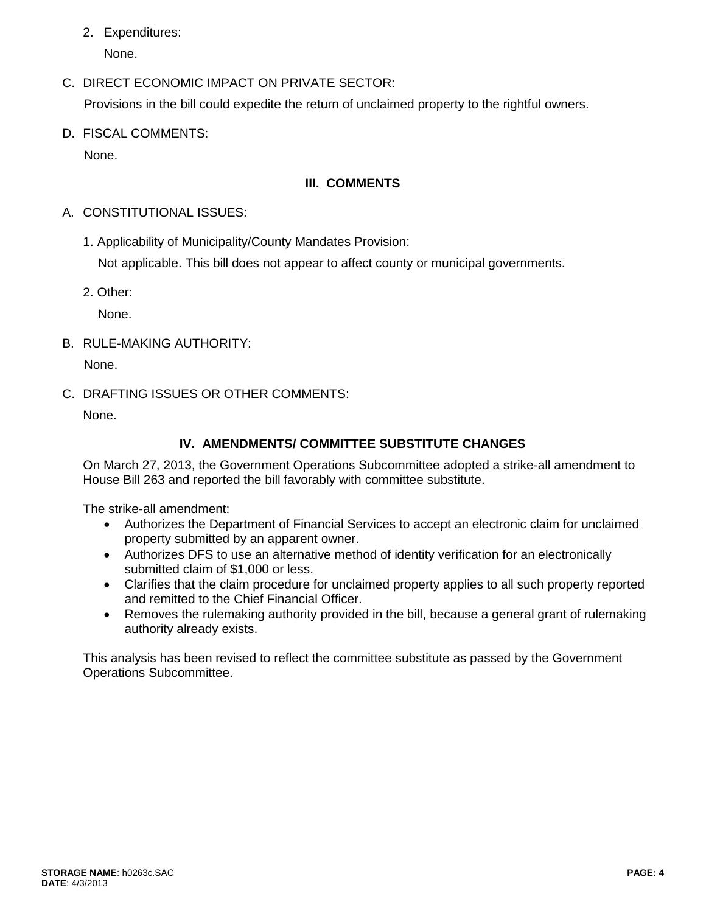2. Expenditures:

   None.

C. DIRECT ECONOMIC IMPACT ON PRIVATE SECTOR:

   Provisions in the bill could expedite the return of unclaimed property to the rightful owners.

D. FISCAL COMMENTS:

   None.

## III. COMMENTS

A. CONSTITUTIONAL ISSUES:

1. Applicability of Municipality/County Mandates Provision:

   Not applicable. This bill does not appear to affect county or municipal governments.

2. Other:

   None.

B. RULE-MAKING AUTHORITY:

   None.

C. DRAFTING ISSUES OR OTHER COMMENTS:

   None.

## IV. AMENDMENTS/ COMMITTEE SUBSTITUTE CHANGES

On March 27, 2013, the Government Operations Subcommittee adopted a strike-all amendment to House Bill 263 and reported the bill favorably with committee substitute.

The strike-all amendment:

- Authorizes the Department of Financial Services to accept an electronic claim for unclaimed property submitted by an apparent owner.
- Authorizes DFS to use an alternative method of identity verification for an electronically submitted claim of $1,000 or less.
- Clarifies that the claim procedure for unclaimed property applies to all such property reported and remitted to the Chief Financial Officer.
- Removes the rulemaking authority provided in the bill, because a general grant of rulemaking authority already exists.

This analysis has been revised to reflect the committee substitute as passed by the Government Operations Subcommittee.